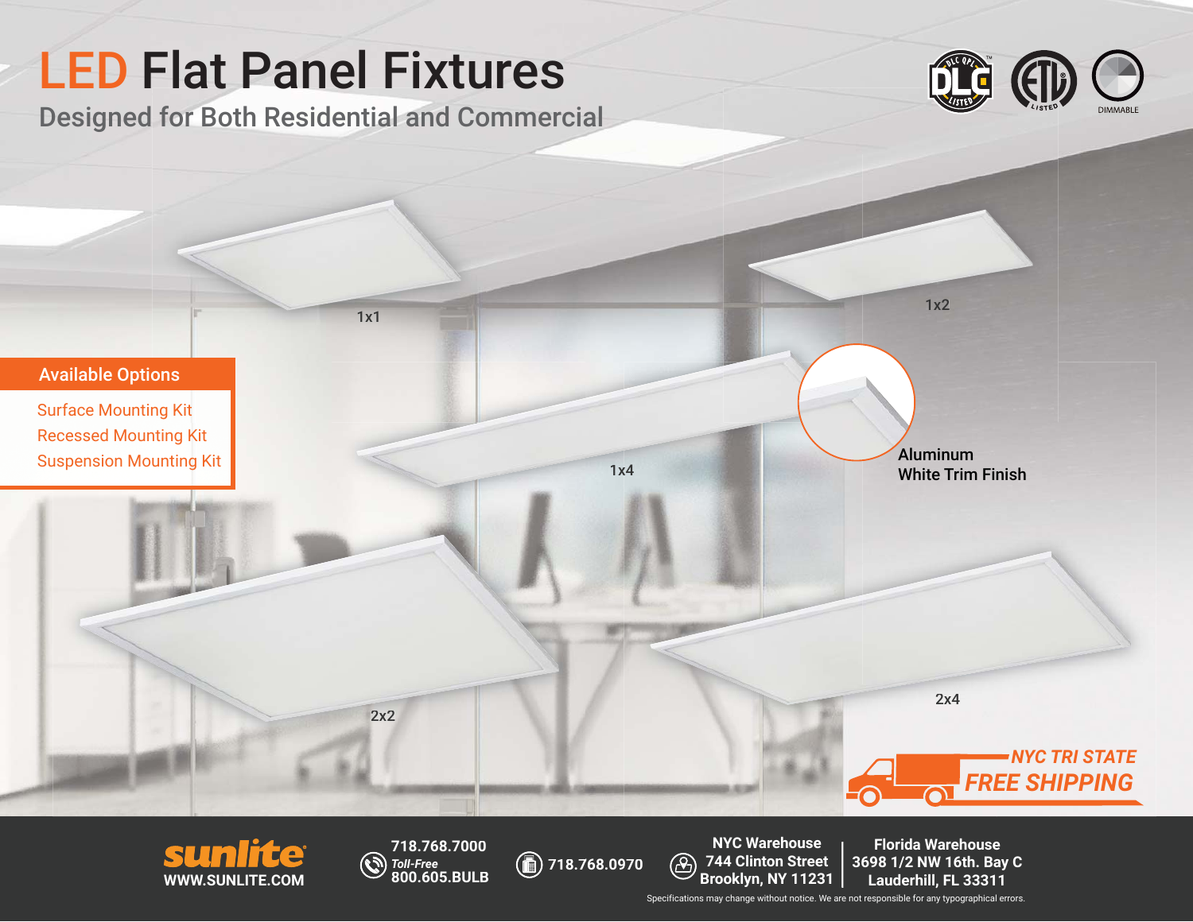# LED Flat Panel Fixtures

## Designed for Both Residential and Commercial

DLC QPL LISTED | ETL LISTED | DIMMABLE

1x1

1x2

1x4

2x2

2x4

Aluminum
White Trim Finish

### Available Options

- Surface Mounting Kit
- Recessed Mounting Kit
- Suspension Mounting Kit

**NYC TRI STATE FREE SHIPPING**

**sunlite**
**WWW.SUNLITE.COM**

718.768.7000
*Toll-Free*
800.605.BULB

718.768.0970

**NYC Warehouse**
744 Clinton Street
Brooklyn, NY 11231

**Florida Warehouse**
3698 1/2 NW 16th. Bay C
Lauderhill, FL 33311

Specifications may change without notice. We are not responsible for any typographical errors.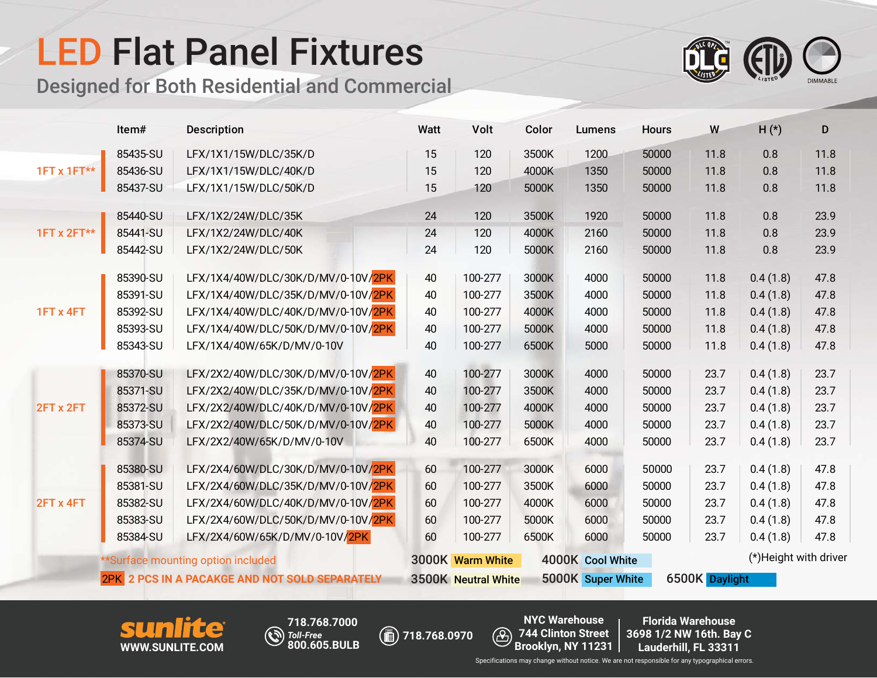# LED Flat Panel Fixtures

## Designed for Both Residential and Commercial

DLC QPL LISTED | ETL LISTED | DIMMABLE

| | Item# | Description | Watt | Volt | Color | Lumens | Hours | W | H (*) | D |
|---|---|---|---|---|---|---|---|---|---|---|
| 1FT x 1FT** | 85435-SU | LFX/1X1/15W/DLC/35K/D | 15 | 120 | 3500K | 1200 | 50000 | 11.8 | 0.8 | 11.8 |
| | 85436-SU | LFX/1X1/15W/DLC/40K/D | 15 | 120 | 4000K | 1350 | 50000 | 11.8 | 0.8 | 11.8 |
| | 85437-SU | LFX/1X1/15W/DLC/50K/D | 15 | 120 | 5000K | 1350 | 50000 | 11.8 | 0.8 | 11.8 |
| 1FT x 2FT** | 85440-SU | LFX/1X2/24W/DLC/35K | 24 | 120 | 3500K | 1920 | 50000 | 11.8 | 0.8 | 23.9 |
| | 85441-SU | LFX/1X2/24W/DLC/40K | 24 | 120 | 4000K | 2160 | 50000 | 11.8 | 0.8 | 23.9 |
| | 85442-SU | LFX/1X2/24W/DLC/50K | 24 | 120 | 5000K | 2160 | 50000 | 11.8 | 0.8 | 23.9 |
| 1FT x 4FT | 85390-SU | LFX/1X4/40W/DLC/30K/D/MV/0-10V/2PK | 40 | 100-277 | 3000K | 4000 | 50000 | 11.8 | 0.4 (1.8) | 47.8 |
| | 85391-SU | LFX/1X4/40W/DLC/35K/D/MV/0-10V/2PK | 40 | 100-277 | 3500K | 4000 | 50000 | 11.8 | 0.4 (1.8) | 47.8 |
| | 85392-SU | LFX/1X4/40W/DLC/40K/D/MV/0-10V/2PK | 40 | 100-277 | 4000K | 4000 | 50000 | 11.8 | 0.4 (1.8) | 47.8 |
| | 85393-SU | LFX/1X4/40W/DLC/50K/D/MV/0-10V/2PK | 40 | 100-277 | 5000K | 4000 | 50000 | 11.8 | 0.4 (1.8) | 47.8 |
| | 85343-SU | LFX/1X4/40W/65K/D/MV/0-10V | 40 | 100-277 | 6500K | 5000 | 50000 | 11.8 | 0.4 (1.8) | 47.8 |
| 2FT x 2FT | 85370-SU | LFX/2X2/40W/DLC/30K/D/MV/0-10V/2PK | 40 | 100-277 | 3000K | 4000 | 50000 | 23.7 | 0.4 (1.8) | 23.7 |
| | 85371-SU | LFX/2X2/40W/DLC/35K/D/MV/0-10V/2PK | 40 | 100-277 | 3500K | 4000 | 50000 | 23.7 | 0.4 (1.8) | 23.7 |
| | 85372-SU | LFX/2X2/40W/DLC/40K/D/MV/0-10V/2PK | 40 | 100-277 | 4000K | 4000 | 50000 | 23.7 | 0.4 (1.8) | 23.7 |
| | 85373-SU | LFX/2X2/40W/DLC/50K/D/MV/0-10V/2PK | 40 | 100-277 | 5000K | 4000 | 50000 | 23.7 | 0.4 (1.8) | 23.7 |
| | 85374-SU | LFX/2X2/40W/65K/D/MV/0-10V | 40 | 100-277 | 6500K | 4000 | 50000 | 23.7 | 0.4 (1.8) | 23.7 |
| 2FT x 4FT | 85380-SU | LFX/2X4/60W/DLC/30K/D/MV/0-10V/2PK | 60 | 100-277 | 3000K | 6000 | 50000 | 23.7 | 0.4 (1.8) | 47.8 |
| | 85381-SU | LFX/2X4/60W/DLC/35K/D/MV/0-10V/2PK | 60 | 100-277 | 3500K | 6000 | 50000 | 23.7 | 0.4 (1.8) | 47.8 |
| | 85382-SU | LFX/2X4/60W/DLC/40K/D/MV/0-10V/2PK | 60 | 100-277 | 4000K | 6000 | 50000 | 23.7 | 0.4 (1.8) | 47.8 |
| | 85383-SU | LFX/2X4/60W/DLC/50K/D/MV/0-10V/2PK | 60 | 100-277 | 5000K | 6000 | 50000 | 23.7 | 0.4 (1.8) | 47.8 |
| | 85384-SU | LFX/2X4/60W/65K/D/MV/0-10V/2PK | 60 | 100-277 | 6500K | 6000 | 50000 | 23.7 | 0.4 (1.8) | 47.8 |

**Surface mounting option included

2PK 2 PCS IN A PACAKGE AND NOT SOLD SEPARATELY

3000K Warm White | 3500K Neutral White | 4000K Cool White | 5000K Super White | 6500K Daylight

(*)Height with driver

**sunlite** WWW.SUNLITE.COM

718.768.7000
Toll-Free 800.605.BULB

718.768.0970

NYC Warehouse
744 Clinton Street
Brooklyn, NY 11231

Florida Warehouse
3698 1/2 NW 16th. Bay C
Lauderhill, FL 33311

Specifications may change without notice. We are not responsible for any typographical errors.